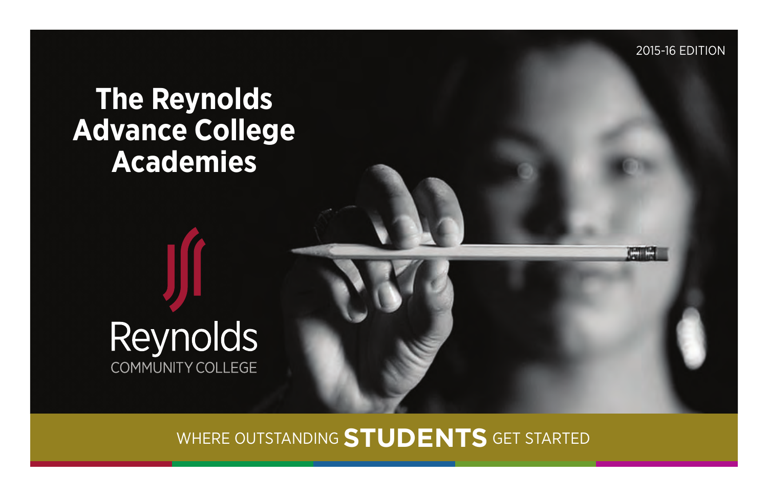2015-16 EDITION

# The Reynolds Advance College Academies

Reynolds

COMMUNITY COLLEGE

WHERE OUTSTANDING **STUDENTS** GET STARTED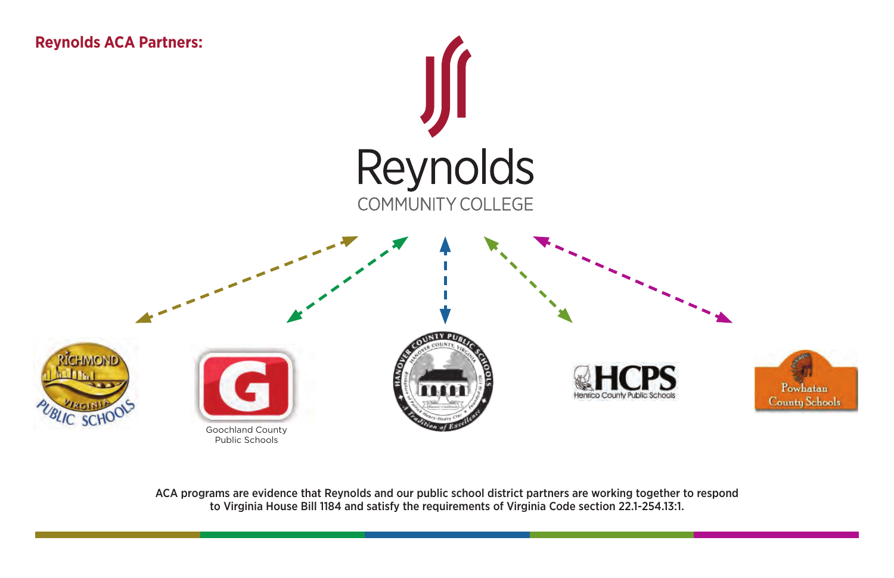**Reynolds ACA Partners:**

Reynolds Community College

Richmond Virginia Public Schools

Goochland County Public Schools

Hanover County Public Schools

HCPS Henrico County Public Schools

Powhatan County Schools

ACA programs are evidence that Reynolds and our public school district partners are working together to respond to Virginia House Bill 1184 and satisfy the requirements of Virginia Code section 22.1-254.13:1.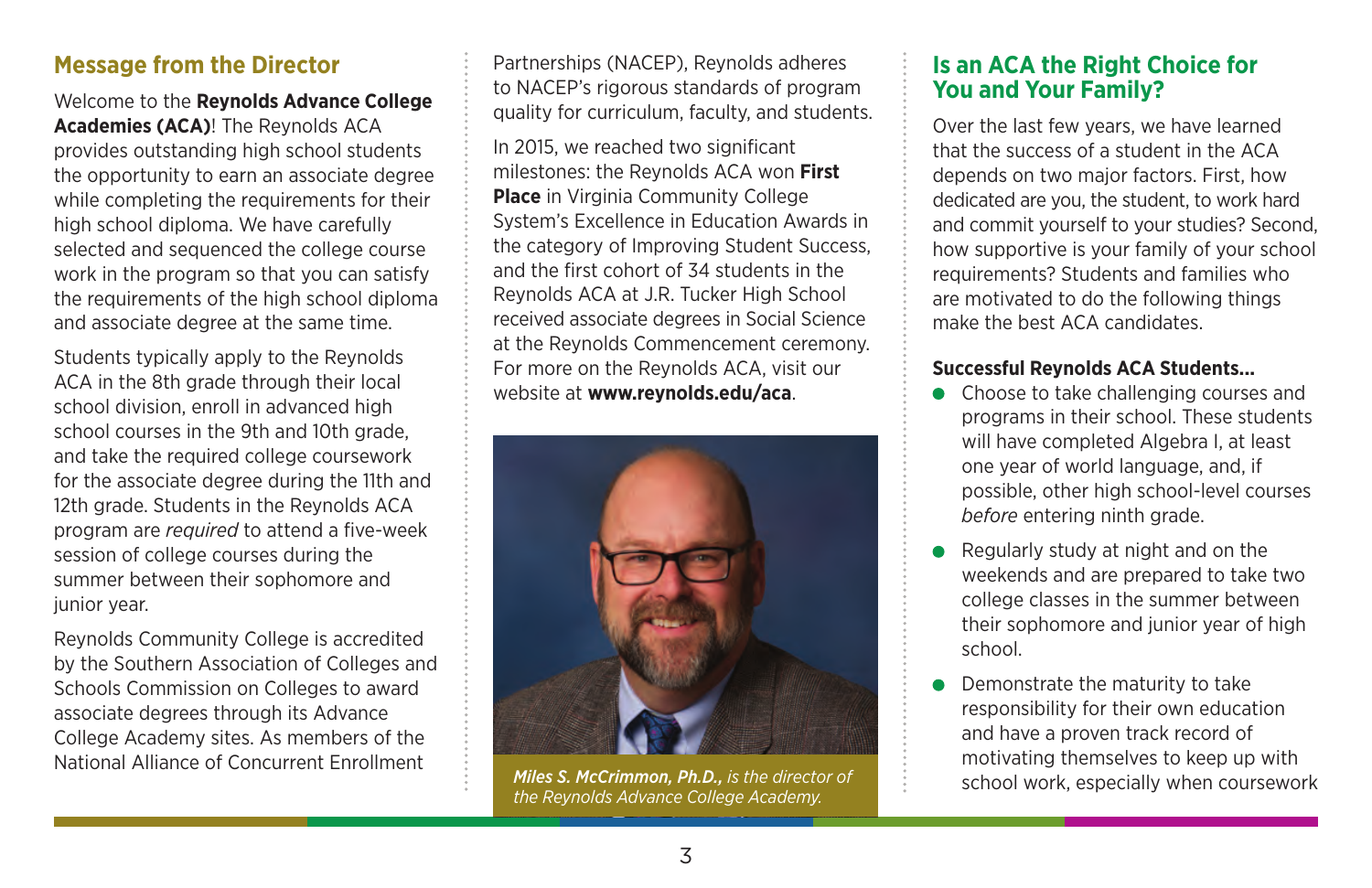## Message from the Director

Welcome to the **Reynolds Advance College Academies (ACA)**! The Reynolds ACA provides outstanding high school students the opportunity to earn an associate degree while completing the requirements for their high school diploma. We have carefully selected and sequenced the college course work in the program so that you can satisfy the requirements of the high school diploma and associate degree at the same time.

Students typically apply to the Reynolds ACA in the 8th grade through their local school division, enroll in advanced high school courses in the 9th and 10th grade, and take the required college coursework for the associate degree during the 11th and 12th grade. Students in the Reynolds ACA program are *required* to attend a five-week session of college courses during the summer between their sophomore and junior year.

Reynolds Community College is accredited by the Southern Association of Colleges and Schools Commission on Colleges to award associate degrees through its Advance College Academy sites. As members of the National Alliance of Concurrent Enrollment Partnerships (NACEP), Reynolds adheres to NACEP's rigorous standards of program quality for curriculum, faculty, and students.

In 2015, we reached two significant milestones: the Reynolds ACA won **First Place** in Virginia Community College System's Excellence in Education Awards in the category of Improving Student Success, and the first cohort of 34 students in the Reynolds ACA at J.R. Tucker High School received associate degrees in Social Science at the Reynolds Commencement ceremony. For more on the Reynolds ACA, visit our website at **www.reynolds.edu/aca**.

***Miles S. McCrimmon, Ph.D.,*** *is the director of the Reynolds Advance College Academy.*

## Is an ACA the Right Choice for You and Your Family?

Over the last few years, we have learned that the success of a student in the ACA depends on two major factors. First, how dedicated are you, the student, to work hard and commit yourself to your studies? Second, how supportive is your family of your school requirements? Students and families who are motivated to do the following things make the best ACA candidates.

**Successful Reynolds ACA Students...**

- Choose to take challenging courses and programs in their school. These students will have completed Algebra I, at least one year of world language, and, if possible, other high school-level courses *before* entering ninth grade.
- Regularly study at night and on the weekends and are prepared to take two college classes in the summer between their sophomore and junior year of high school.
- Demonstrate the maturity to take responsibility for their own education and have a proven track record of motivating themselves to keep up with school work, especially when coursework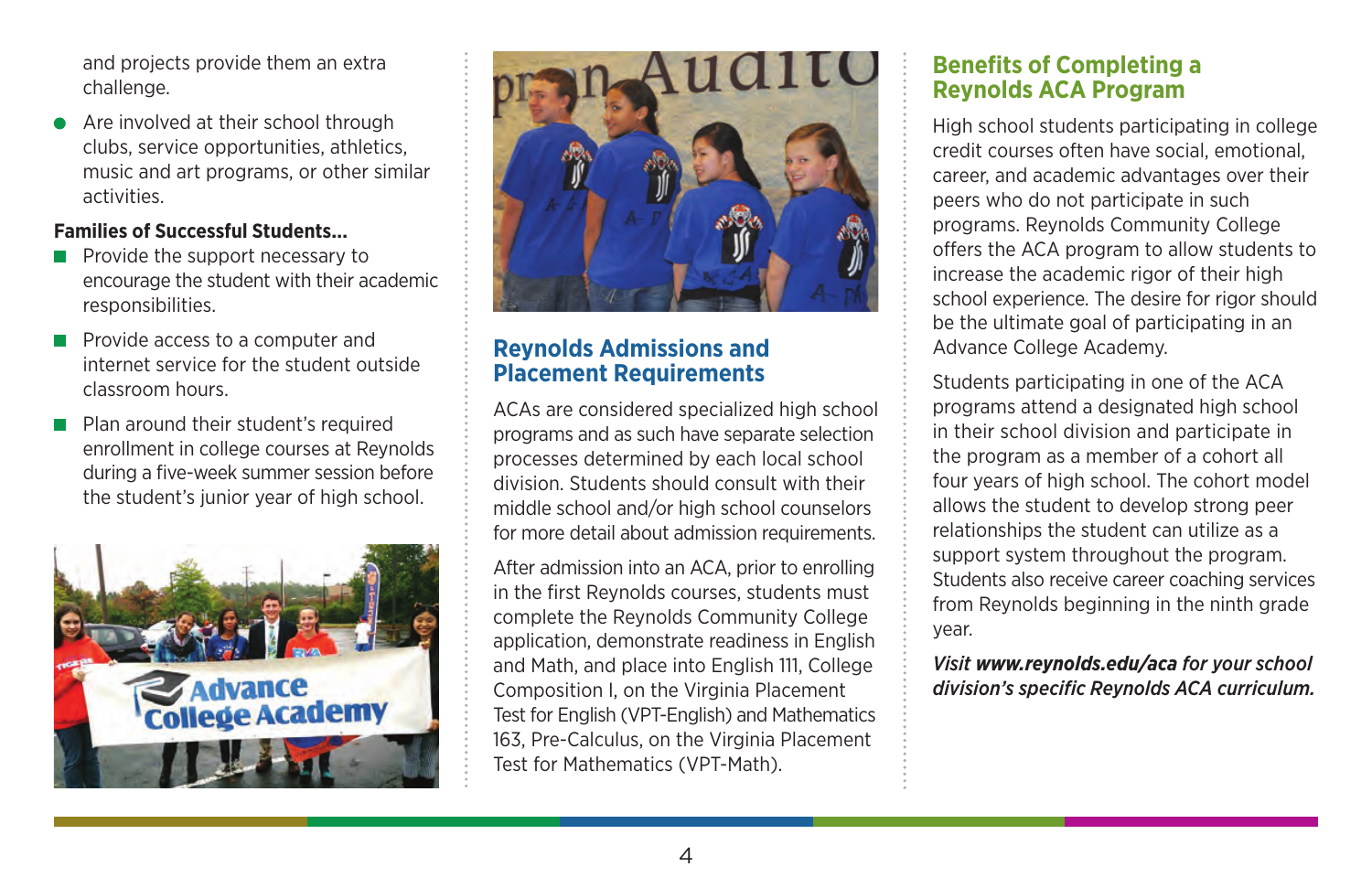and projects provide them an extra challenge.

- Are involved at their school through clubs, service opportunities, athletics, music and art programs, or other similar activities.

**Families of Successful Students...**

- Provide the support necessary to encourage the student with their academic responsibilities.
- Provide access to a computer and internet service for the student outside classroom hours.
- Plan around their student's required enrollment in college courses at Reynolds during a five-week summer session before the student's junior year of high school.

## Reynolds Admissions and Placement Requirements

ACAs are considered specialized high school programs and as such have separate selection processes determined by each local school division. Students should consult with their middle school and/or high school counselors for more detail about admission requirements.

After admission into an ACA, prior to enrolling in the first Reynolds courses, students must complete the Reynolds Community College application, demonstrate readiness in English and Math, and place into English 111, College Composition I, on the Virginia Placement Test for English (VPT-English) and Mathematics 163, Pre-Calculus, on the Virginia Placement Test for Mathematics (VPT-Math).

## Benefits of Completing a Reynolds ACA Program

High school students participating in college credit courses often have social, emotional, career, and academic advantages over their peers who do not participate in such programs. Reynolds Community College offers the ACA program to allow students to increase the academic rigor of their high school experience. The desire for rigor should be the ultimate goal of participating in an Advance College Academy.

Students participating in one of the ACA programs attend a designated high school in their school division and participate in the program as a member of a cohort all four years of high school. The cohort model allows the student to develop strong peer relationships the student can utilize as a support system throughout the program. Students also receive career coaching services from Reynolds beginning in the ninth grade year.

***Visit www.reynolds.edu/aca for your school division's specific Reynolds ACA curriculum.***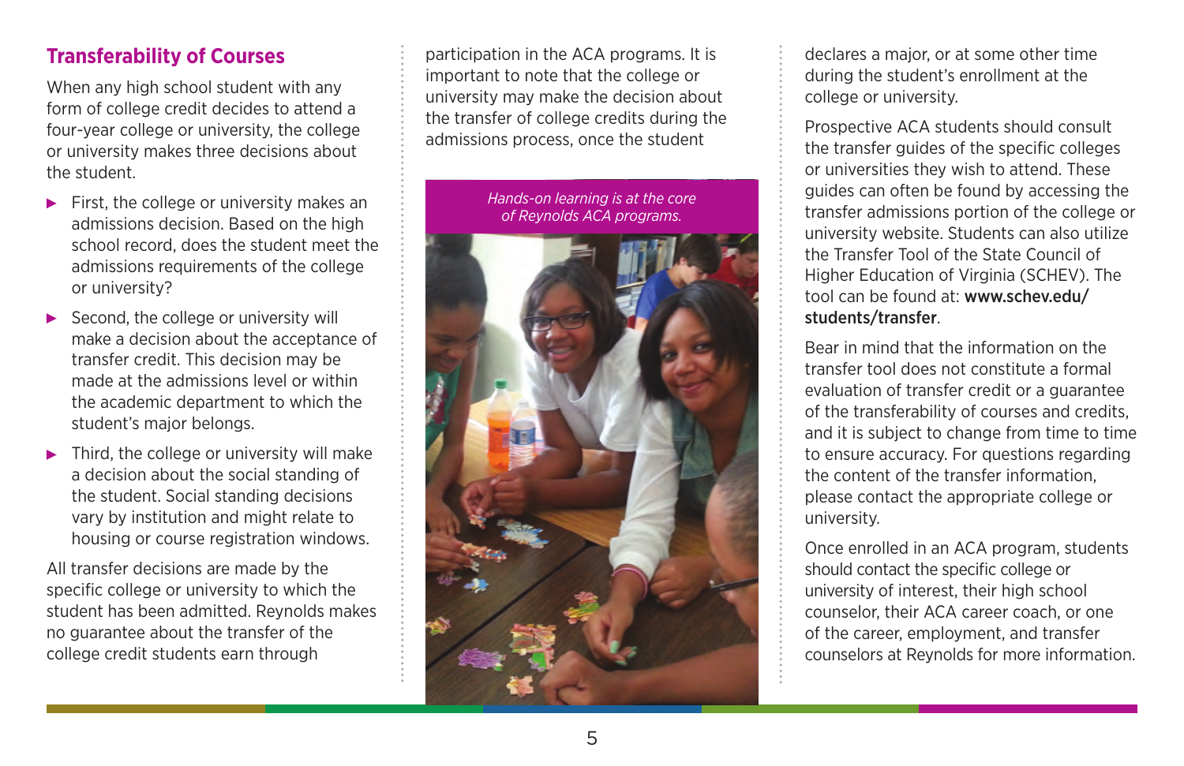## Transferability of Courses

When any high school student with any form of college credit decides to attend a four-year college or university, the college or university makes three decisions about the student.

- First, the college or university makes an admissions decision. Based on the high school record, does the student meet the admissions requirements of the college or university?
- Second, the college or university will make a decision about the acceptance of transfer credit. This decision may be made at the admissions level or within the academic department to which the student's major belongs.
- Third, the college or university will make a decision about the social standing of the student. Social standing decisions vary by institution and might relate to housing or course registration windows.

All transfer decisions are made by the specific college or university to which the student has been admitted. Reynolds makes no guarantee about the transfer of the college credit students earn through participation in the ACA programs. It is important to note that the college or university may make the decision about the transfer of college credits during the admissions process, once the student declares a major, or at some other time during the student's enrollment at the college or university.

*Hands-on learning is at the core of Reynolds ACA programs.*

Prospective ACA students should consult the transfer guides of the specific colleges or universities they wish to attend. These guides can often be found by accessing the transfer admissions portion of the college or university website. Students can also utilize the Transfer Tool of the State Council of Higher Education of Virginia (SCHEV). The tool can be found at: **www.schev.edu/students/transfer**.

Bear in mind that the information on the transfer tool does not constitute a formal evaluation of transfer credit or a guarantee of the transferability of courses and credits, and it is subject to change from time to time to ensure accuracy. For questions regarding the content of the transfer information, please contact the appropriate college or university.

Once enrolled in an ACA program, students should contact the specific college or university of interest, their high school counselor, their ACA career coach, or one of the career, employment, and transfer counselors at Reynolds for more information.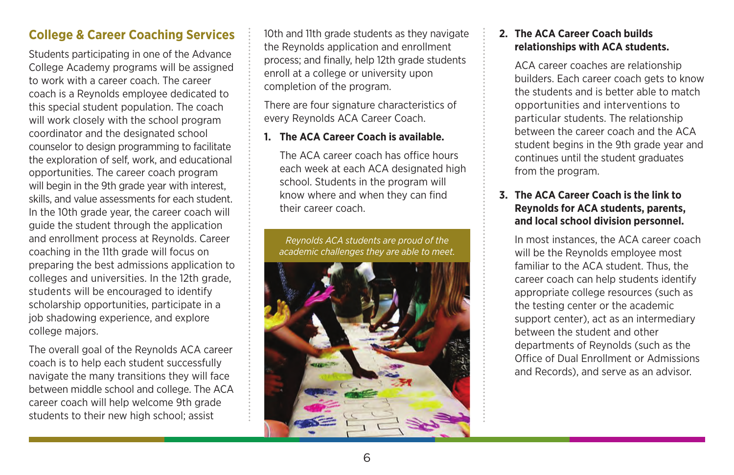## College & Career Coaching Services

Students participating in one of the Advance College Academy programs will be assigned to work with a career coach. The career coach is a Reynolds employee dedicated to this special student population. The coach will work closely with the school program coordinator and the designated school counselor to design programming to facilitate the exploration of self, work, and educational opportunities. The career coach program will begin in the 9th grade year with interest, skills, and value assessments for each student. In the 10th grade year, the career coach will guide the student through the application and enrollment process at Reynolds. Career coaching in the 11th grade will focus on preparing the best admissions application to colleges and universities. In the 12th grade, students will be encouraged to identify scholarship opportunities, participate in a job shadowing experience, and explore college majors.

The overall goal of the Reynolds ACA career coach is to help each student successfully navigate the many transitions they will face between middle school and college. The ACA career coach will help welcome 9th grade students to their new high school; assist 10th and 11th grade students as they navigate the Reynolds application and enrollment process; and finally, help 12th grade students enroll at a college or university upon completion of the program.

There are four signature characteristics of every Reynolds ACA Career Coach.

1. **The ACA Career Coach is available.**

   The ACA career coach has office hours each week at each ACA designated high school. Students in the program will know where and when they can find their career coach.

*Reynolds ACA students are proud of the academic challenges they are able to meet.*

2. **The ACA Career Coach builds relationships with ACA students.**

   ACA career coaches are relationship builders. Each career coach gets to know the students and is better able to match opportunities and interventions to particular students. The relationship between the career coach and the ACA student begins in the 9th grade year and continues until the student graduates from the program.

3. **The ACA Career Coach is the link to Reynolds for ACA students, parents, and local school division personnel.**

   In most instances, the ACA career coach will be the Reynolds employee most familiar to the ACA student. Thus, the career coach can help students identify appropriate college resources (such as the testing center or the academic support center), act as an intermediary between the student and other departments of Reynolds (such as the Office of Dual Enrollment or Admissions and Records), and serve as an advisor.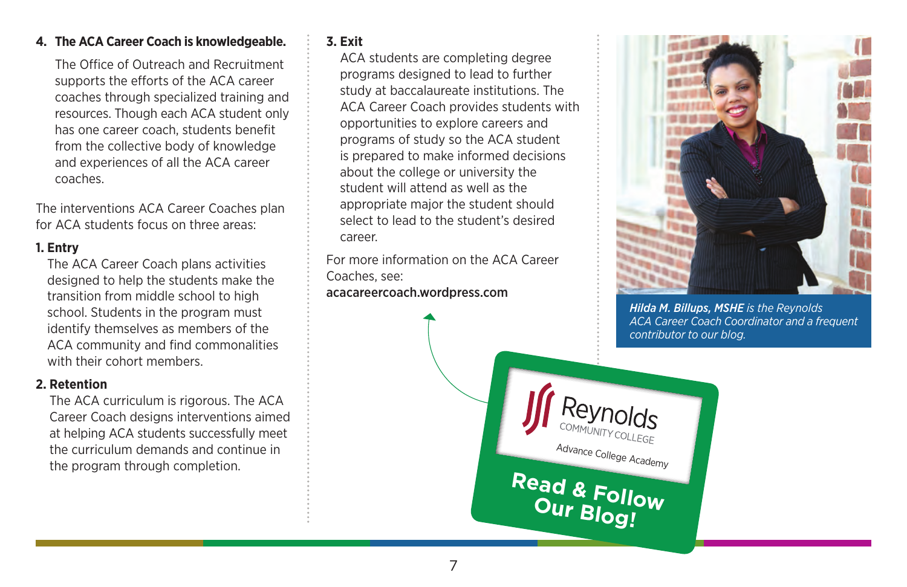**4. The ACA Career Coach is knowledgeable.**

The Office of Outreach and Recruitment supports the efforts of the ACA career coaches through specialized training and resources. Though each ACA student only has one career coach, students benefit from the collective body of knowledge and experiences of all the ACA career coaches.

The interventions ACA Career Coaches plan for ACA students focus on three areas:

**1. Entry**

The ACA Career Coach plans activities designed to help the students make the transition from middle school to high school. Students in the program must identify themselves as members of the ACA community and find commonalities with their cohort members.

**2. Retention**

The ACA curriculum is rigorous. The ACA Career Coach designs interventions aimed at helping ACA students successfully meet the curriculum demands and continue in the program through completion.

**3. Exit**

ACA students are completing degree programs designed to lead to further study at baccalaureate institutions. The ACA Career Coach provides students with opportunities to explore careers and programs of study so the ACA student is prepared to make informed decisions about the college or university the student will attend as well as the appropriate major the student should select to lead to the student's desired career.

For more information on the ACA Career Coaches, see:
**acacareercoach.wordpress.com**

***Hilda M. Billups, MSHE*** *is the Reynolds ACA Career Coach Coordinator and a frequent contributor to our blog.*

Reynolds Community College
Advance College Academy

**Read & Follow Our Blog!**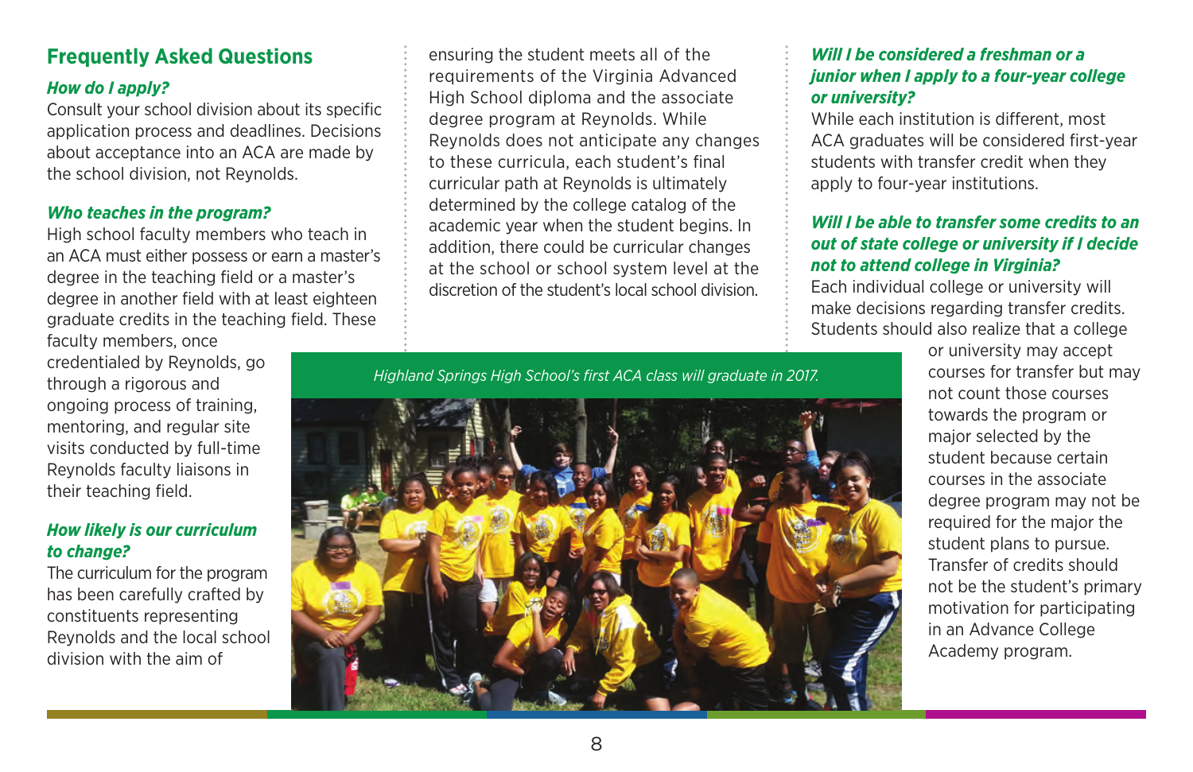## Frequently Asked Questions

### *How do I apply?*

Consult your school division about its specific application process and deadlines. Decisions about acceptance into an ACA are made by the school division, not Reynolds.

### *Who teaches in the program?*

High school faculty members who teach in an ACA must either possess or earn a master's degree in the teaching field or a master's degree in another field with at least eighteen graduate credits in the teaching field. These faculty members, once credentialed by Reynolds, go through a rigorous and ongoing process of training, mentoring, and regular site visits conducted by full-time Reynolds faculty liaisons in their teaching field.

### *How likely is our curriculum to change?*

The curriculum for the program has been carefully crafted by constituents representing Reynolds and the local school division with the aim of ensuring the student meets all of the requirements of the Virginia Advanced High School diploma and the associate degree program at Reynolds. While Reynolds does not anticipate any changes to these curricula, each student's final curricular path at Reynolds is ultimately determined by the college catalog of the academic year when the student begins. In addition, there could be curricular changes at the school or school system level at the discretion of the student's local school division.

### *Will I be considered a freshman or a junior when I apply to a four-year college or university?*

While each institution is different, most ACA graduates will be considered first-year students with transfer credit when they apply to four-year institutions.

### *Will I be able to transfer some credits to an out of state college or university if I decide not to attend college in Virginia?*

Each individual college or university will make decisions regarding transfer credits. Students should also realize that a college or university may accept courses for transfer but may not count those courses towards the program or major selected by the student because certain courses in the associate degree program may not be required for the major the student plans to pursue. Transfer of credits should not be the student's primary motivation for participating in an Advance College Academy program.

*Highland Springs High School's first ACA class will graduate in 2017.*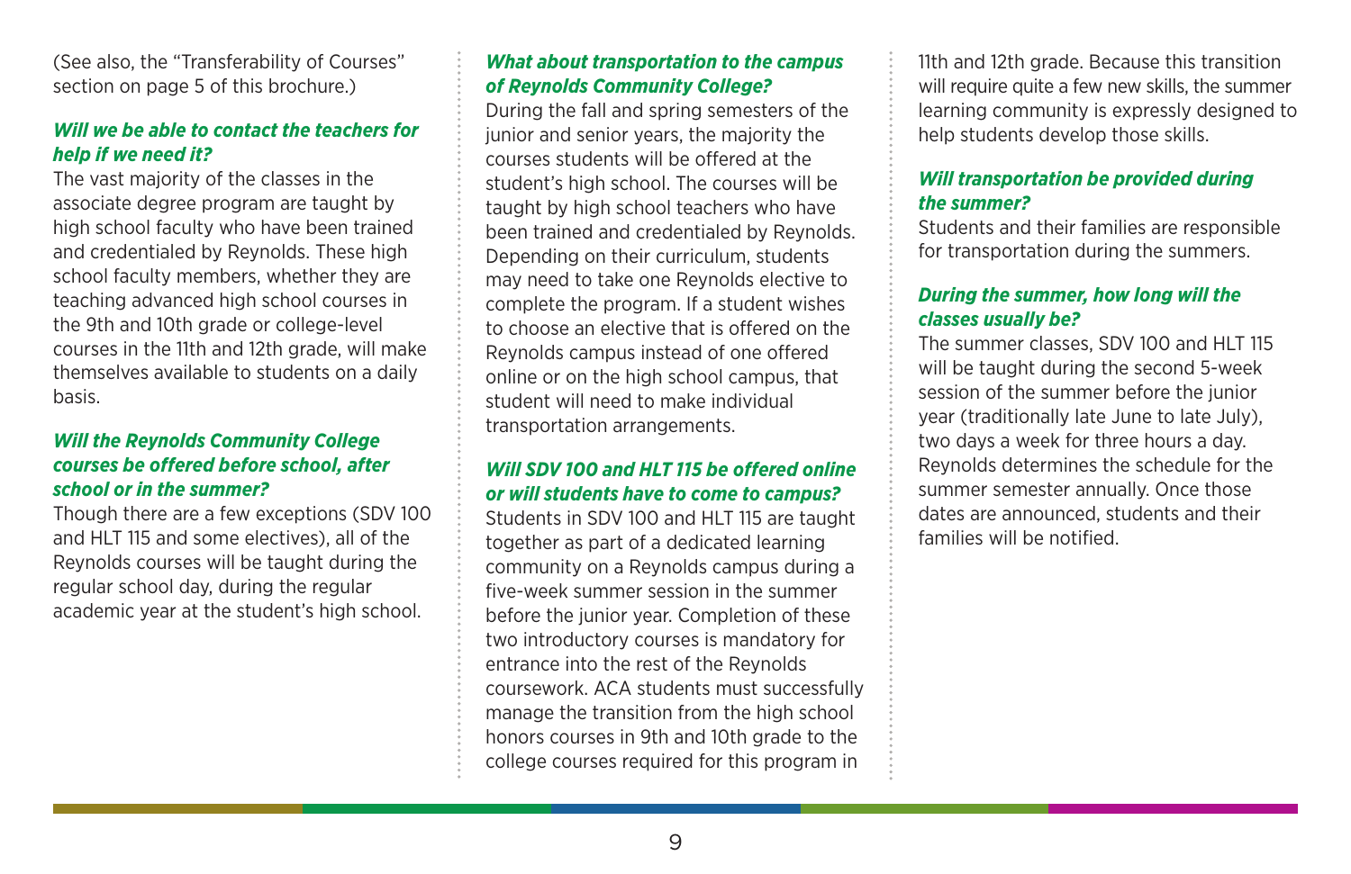(See also, the "Transferability of Courses" section on page 5 of this brochure.)

### *Will we be able to contact the teachers for help if we need it?*

The vast majority of the classes in the associate degree program are taught by high school faculty who have been trained and credentialed by Reynolds. These high school faculty members, whether they are teaching advanced high school courses in the 9th and 10th grade or college-level courses in the 11th and 12th grade, will make themselves available to students on a daily basis.

### *Will the Reynolds Community College courses be offered before school, after school or in the summer?*

Though there are a few exceptions (SDV 100 and HLT 115 and some electives), all of the Reynolds courses will be taught during the regular school day, during the regular academic year at the student's high school.

### *What about transportation to the campus of Reynolds Community College?*

During the fall and spring semesters of the junior and senior years, the majority the courses students will be offered at the student's high school. The courses will be taught by high school teachers who have been trained and credentialed by Reynolds. Depending on their curriculum, students may need to take one Reynolds elective to complete the program. If a student wishes to choose an elective that is offered on the Reynolds campus instead of one offered online or on the high school campus, that student will need to make individual transportation arrangements.

### *Will SDV 100 and HLT 115 be offered online or will students have to come to campus?*

Students in SDV 100 and HLT 115 are taught together as part of a dedicated learning community on a Reynolds campus during a five-week summer session in the summer before the junior year. Completion of these two introductory courses is mandatory for entrance into the rest of the Reynolds coursework. ACA students must successfully manage the transition from the high school honors courses in 9th and 10th grade to the college courses required for this program in 11th and 12th grade. Because this transition will require quite a few new skills, the summer learning community is expressly designed to help students develop those skills.

### *Will transportation be provided during the summer?*

Students and their families are responsible for transportation during the summers.

### *During the summer, how long will the classes usually be?*

The summer classes, SDV 100 and HLT 115 will be taught during the second 5-week session of the summer before the junior year (traditionally late June to late July), two days a week for three hours a day. Reynolds determines the schedule for the summer semester annually. Once those dates are announced, students and their families will be notified.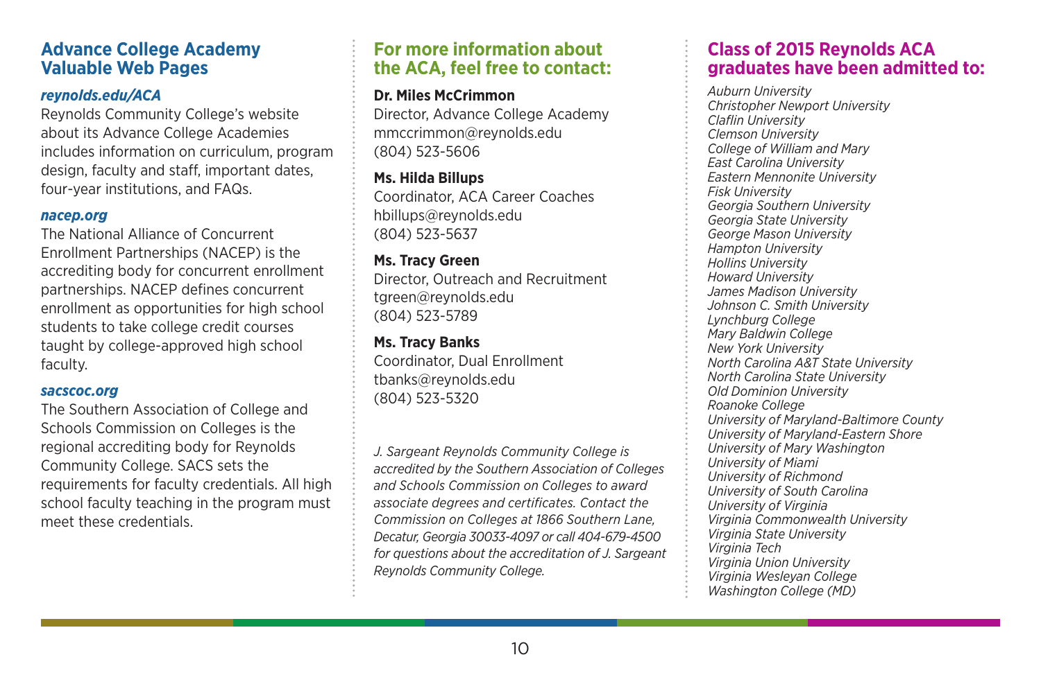## Advance College Academy Valuable Web Pages

***reynolds.edu/ACA***

Reynolds Community College's website about its Advance College Academies includes information on curriculum, program design, faculty and staff, important dates, four-year institutions, and FAQs.

***nacep.org***

The National Alliance of Concurrent Enrollment Partnerships (NACEP) is the accrediting body for concurrent enrollment partnerships. NACEP defines concurrent enrollment as opportunities for high school students to take college credit courses taught by college-approved high school faculty.

***sacscoc.org***

The Southern Association of College and Schools Commission on Colleges is the regional accrediting body for Reynolds Community College. SACS sets the requirements for faculty credentials. All high school faculty teaching in the program must meet these credentials.

## For more information about the ACA, feel free to contact:

**Dr. Miles McCrimmon**
Director, Advance College Academy
mmccrimmon@reynolds.edu
(804) 523-5606

**Ms. Hilda Billups**
Coordinator, ACA Career Coaches
hbillups@reynolds.edu
(804) 523-5637

**Ms. Tracy Green**
Director, Outreach and Recruitment
tgreen@reynolds.edu
(804) 523-5789

**Ms. Tracy Banks**
Coordinator, Dual Enrollment
tbanks@reynolds.edu
(804) 523-5320

*J. Sargeant Reynolds Community College is accredited by the Southern Association of Colleges and Schools Commission on Colleges to award associate degrees and certificates. Contact the Commission on Colleges at 1866 Southern Lane, Decatur, Georgia 30033-4097 or call 404-679-4500 for questions about the accreditation of J. Sargeant Reynolds Community College.*

## Class of 2015 Reynolds ACA graduates have been admitted to:

*Auburn University*
*Christopher Newport University*
*Claflin University*
*Clemson University*
*College of William and Mary*
*East Carolina University*
*Eastern Mennonite University*
*Fisk University*
*Georgia Southern University*
*Georgia State University*
*George Mason University*
*Hampton University*
*Hollins University*
*Howard University*
*James Madison University*
*Johnson C. Smith University*
*Lynchburg College*
*Mary Baldwin College*
*New York University*
*North Carolina A&T State University*
*North Carolina State University*
*Old Dominion University*
*Roanoke College*
*University of Maryland-Baltimore County*
*University of Maryland-Eastern Shore*
*University of Mary Washington*
*University of Miami*
*University of Richmond*
*University of South Carolina*
*University of Virginia*
*Virginia Commonwealth University*
*Virginia State University*
*Virginia Tech*
*Virginia Union University*
*Virginia Wesleyan College*
*Washington College (MD)*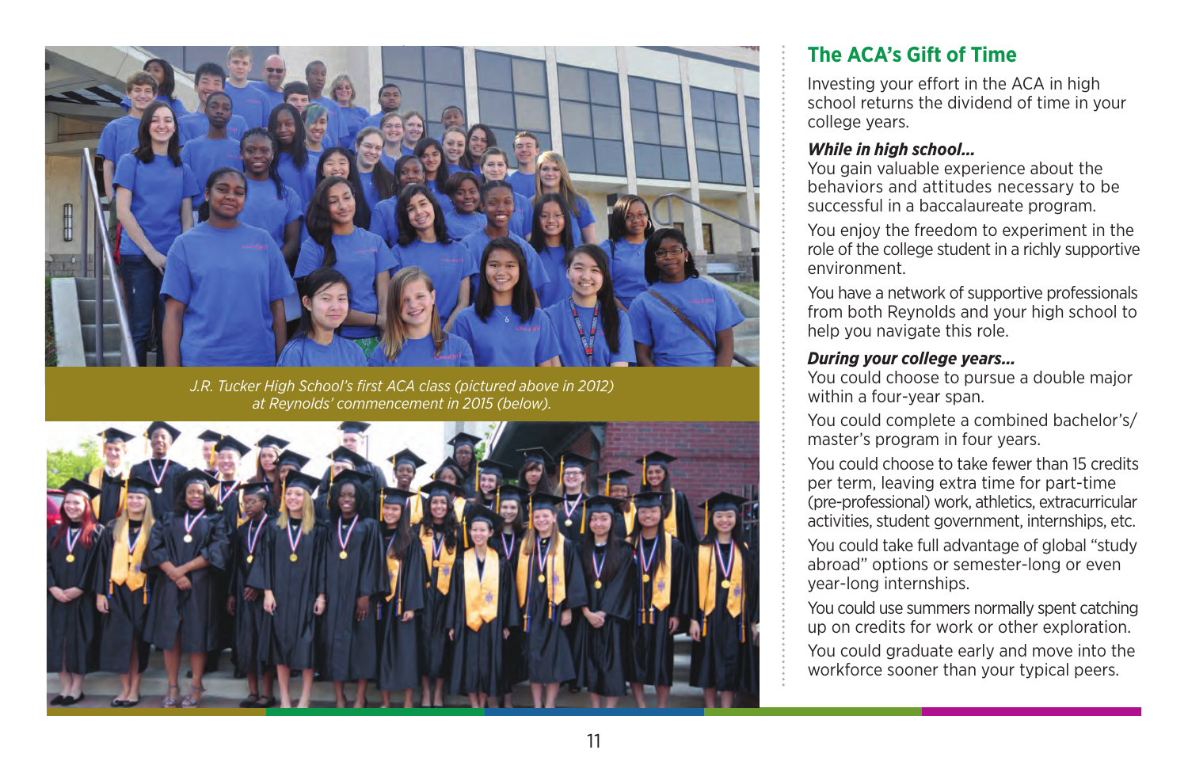J.R. Tucker High School's first ACA class (pictured above in 2012) at Reynolds' commencement in 2015 (below).

## The ACA's Gift of Time

Investing your effort in the ACA in high school returns the dividend of time in your college years.

***While in high school...***

You gain valuable experience about the behaviors and attitudes necessary to be successful in a baccalaureate program.

You enjoy the freedom to experiment in the role of the college student in a richly supportive environment.

You have a network of supportive professionals from both Reynolds and your high school to help you navigate this role.

***During your college years...***

You could choose to pursue a double major within a four-year span.

You could complete a combined bachelor's/master's program in four years.

You could choose to take fewer than 15 credits per term, leaving extra time for part-time (pre-professional) work, athletics, extracurricular activities, student government, internships, etc.

You could take full advantage of global "study abroad" options or semester-long or even year-long internships.

You could use summers normally spent catching up on credits for work or other exploration.

You could graduate early and move into the workforce sooner than your typical peers.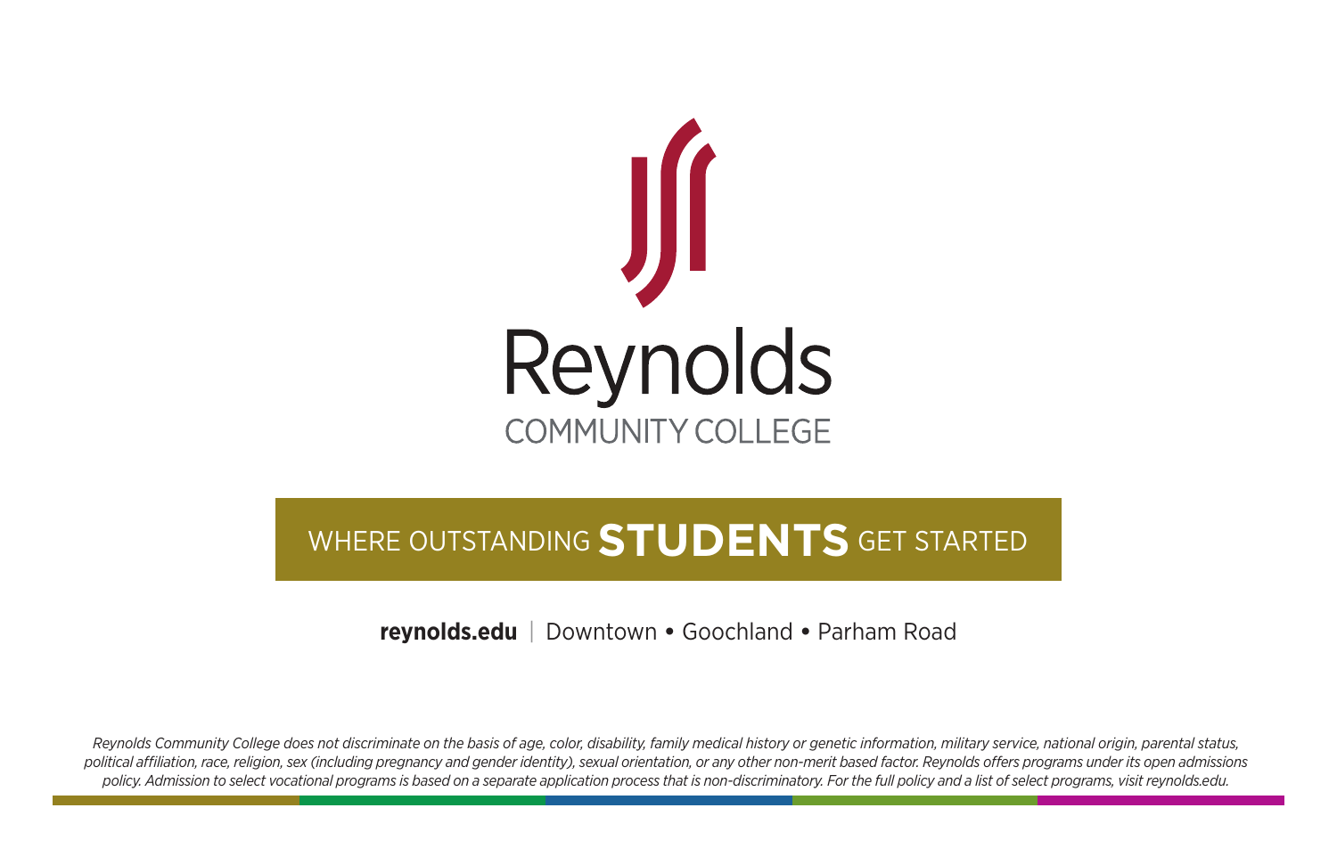Reynolds

COMMUNITY COLLEGE

WHERE OUTSTANDING **STUDENTS** GET STARTED

**reynolds.edu** | Downtown • Goochland • Parham Road

*Reynolds Community College does not discriminate on the basis of age, color, disability, family medical history or genetic information, military service, national origin, parental status, political affiliation, race, religion, sex (including pregnancy and gender identity), sexual orientation, or any other non-merit based factor. Reynolds offers programs under its open admissions policy. Admission to select vocational programs is based on a separate application process that is non-discriminatory. For the full policy and a list of select programs, visit reynolds.edu.*